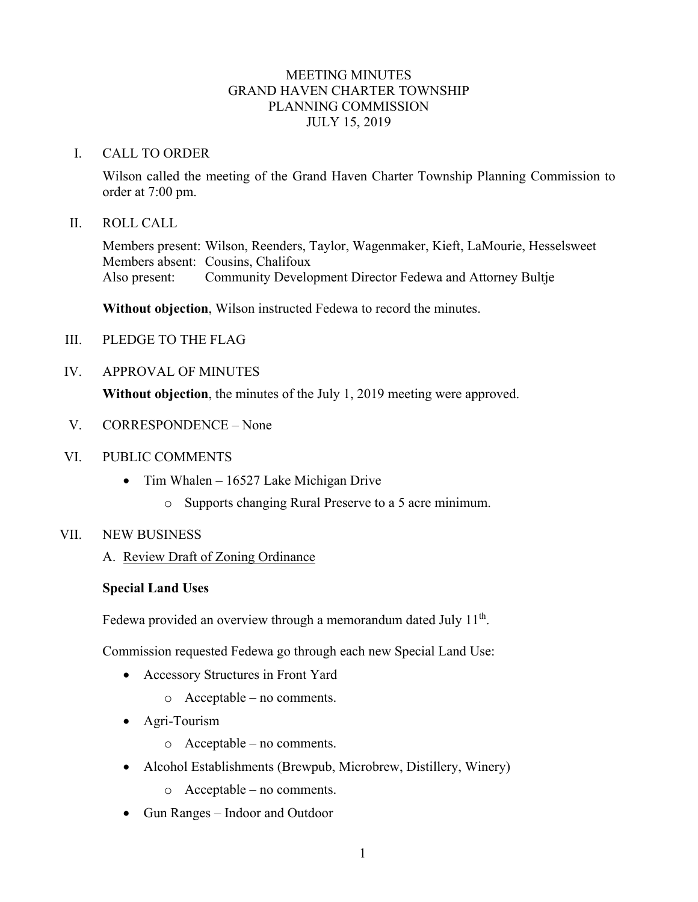# MEETING MINUTES
# GRAND HAVEN CHARTER TOWNSHIP
# PLANNING COMMISSION
# JULY 15, 2019

## I. CALL TO ORDER

Wilson called the meeting of the Grand Haven Charter Township Planning Commission to order at 7:00 pm.

## II. ROLL CALL

Members present: Wilson, Reenders, Taylor, Wagenmaker, Kieft, LaMourie, Hesselsweet
Members absent: Cousins, Chalifoux
Also present: Community Development Director Fedewa and Attorney Bultje

**Without objection**, Wilson instructed Fedewa to record the minutes.

## III. PLEDGE TO THE FLAG

## IV. APPROVAL OF MINUTES

**Without objection**, the minutes of the July 1, 2019 meeting were approved.

## V. CORRESPONDENCE – None

## VI. PUBLIC COMMENTS

- Tim Whalen – 16527 Lake Michigan Drive
  - Supports changing Rural Preserve to a 5 acre minimum.

## VII. NEW BUSINESS

A. Review Draft of Zoning Ordinance

**Special Land Uses**

Fedewa provided an overview through a memorandum dated July 11th.

Commission requested Fedewa go through each new Special Land Use:

- Accessory Structures in Front Yard
  - Acceptable – no comments.
- Agri-Tourism
  - Acceptable – no comments.
- Alcohol Establishments (Brewpub, Microbrew, Distillery, Winery)
  - Acceptable – no comments.
- Gun Ranges – Indoor and Outdoor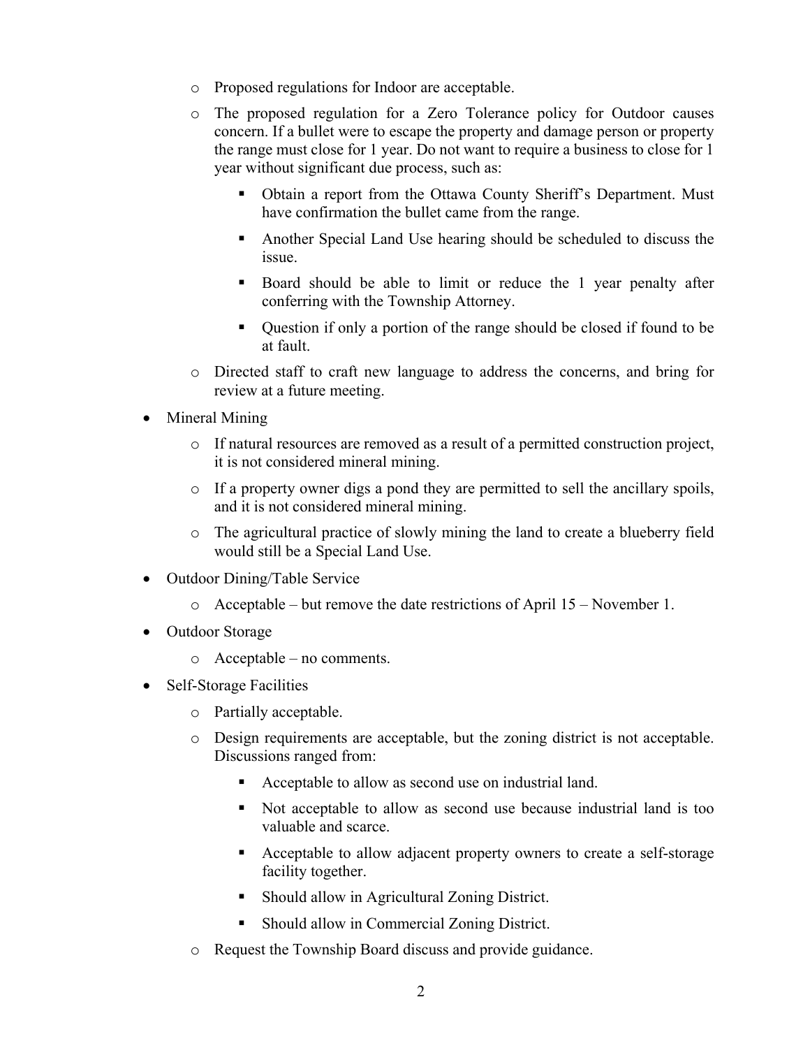- Proposed regulations for Indoor are acceptable.
  - The proposed regulation for a Zero Tolerance policy for Outdoor causes concern. If a bullet were to escape the property and damage person or property the range must close for 1 year. Do not want to require a business to close for 1 year without significant due process, such as:
    - Obtain a report from the Ottawa County Sheriff's Department. Must have confirmation the bullet came from the range.
    - Another Special Land Use hearing should be scheduled to discuss the issue.
    - Board should be able to limit or reduce the 1 year penalty after conferring with the Township Attorney.
    - Question if only a portion of the range should be closed if found to be at fault.
  - Directed staff to craft new language to address the concerns, and bring for review at a future meeting.
- Mineral Mining
  - If natural resources are removed as a result of a permitted construction project, it is not considered mineral mining.
  - If a property owner digs a pond they are permitted to sell the ancillary spoils, and it is not considered mineral mining.
  - The agricultural practice of slowly mining the land to create a blueberry field would still be a Special Land Use.
- Outdoor Dining/Table Service
  - Acceptable – but remove the date restrictions of April 15 – November 1.
- Outdoor Storage
  - Acceptable – no comments.
- Self-Storage Facilities
  - Partially acceptable.
  - Design requirements are acceptable, but the zoning district is not acceptable. Discussions ranged from:
    - Acceptable to allow as second use on industrial land.
    - Not acceptable to allow as second use because industrial land is too valuable and scarce.
    - Acceptable to allow adjacent property owners to create a self-storage facility together.
    - Should allow in Agricultural Zoning District.
    - Should allow in Commercial Zoning District.
  - Request the Township Board discuss and provide guidance.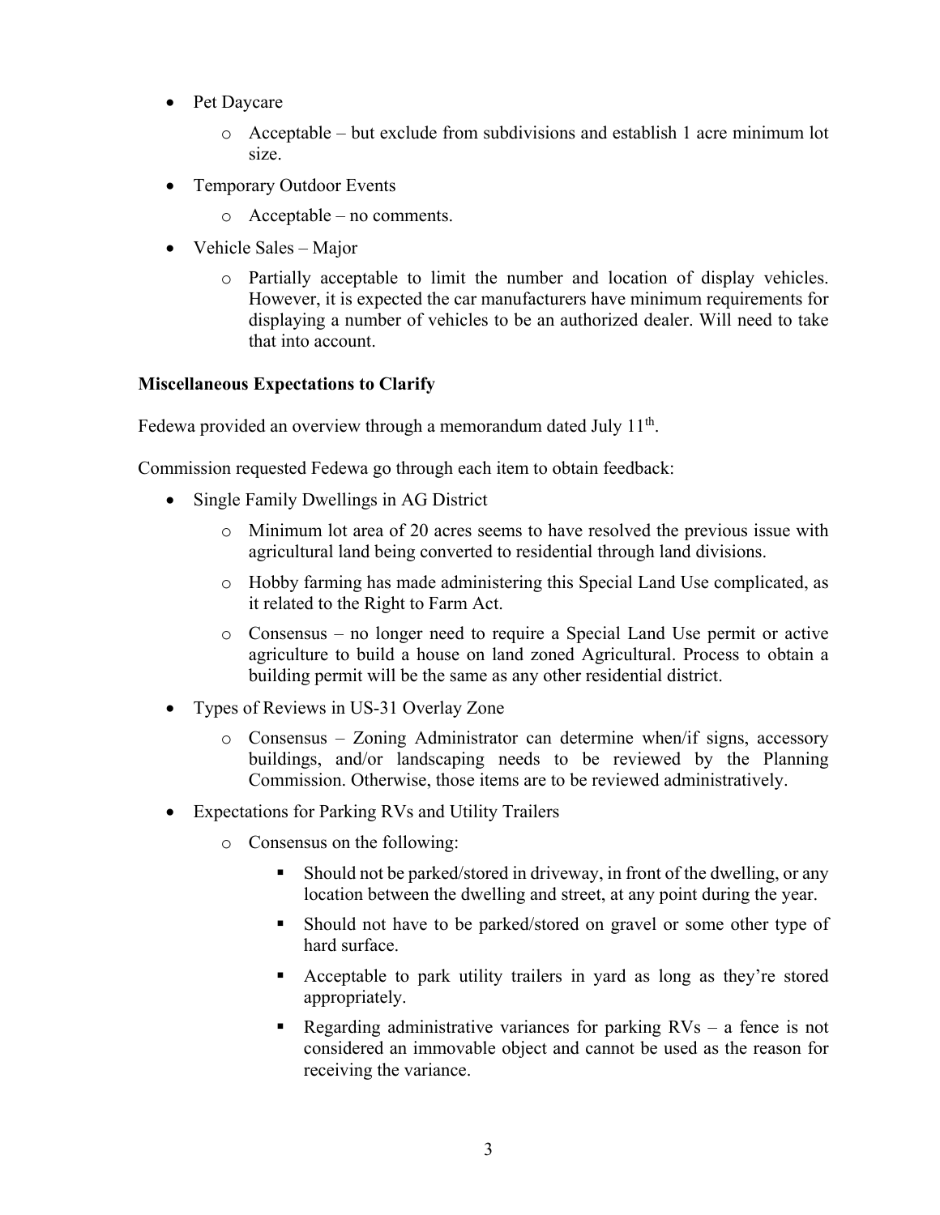- Pet Daycare
    - Acceptable – but exclude from subdivisions and establish 1 acre minimum lot size.
- Temporary Outdoor Events
    - Acceptable – no comments.
- Vehicle Sales – Major
    - Partially acceptable to limit the number and location of display vehicles. However, it is expected the car manufacturers have minimum requirements for displaying a number of vehicles to be an authorized dealer. Will need to take that into account.

**Miscellaneous Expectations to Clarify**

Fedewa provided an overview through a memorandum dated July 11th.

Commission requested Fedewa go through each item to obtain feedback:

- Single Family Dwellings in AG District
    - Minimum lot area of 20 acres seems to have resolved the previous issue with agricultural land being converted to residential through land divisions.
    - Hobby farming has made administering this Special Land Use complicated, as it related to the Right to Farm Act.
    - Consensus – no longer need to require a Special Land Use permit or active agriculture to build a house on land zoned Agricultural. Process to obtain a building permit will be the same as any other residential district.
- Types of Reviews in US-31 Overlay Zone
    - Consensus – Zoning Administrator can determine when/if signs, accessory buildings, and/or landscaping needs to be reviewed by the Planning Commission. Otherwise, those items are to be reviewed administratively.
- Expectations for Parking RVs and Utility Trailers
    - Consensus on the following:
        - Should not be parked/stored in driveway, in front of the dwelling, or any location between the dwelling and street, at any point during the year.
        - Should not have to be parked/stored on gravel or some other type of hard surface.
        - Acceptable to park utility trailers in yard as long as they're stored appropriately.
        - Regarding administrative variances for parking RVs – a fence is not considered an immovable object and cannot be used as the reason for receiving the variance.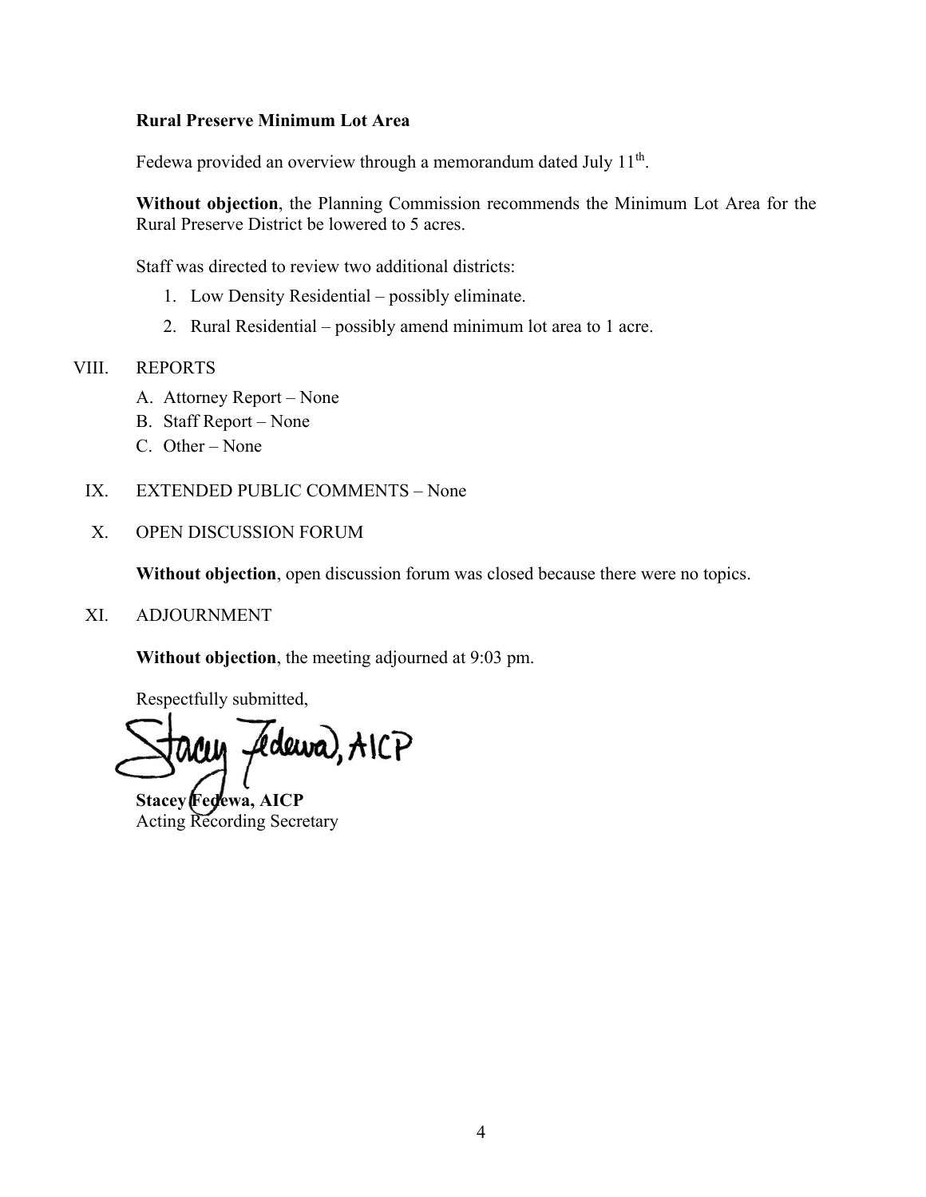**Rural Preserve Minimum Lot Area**

Fedewa provided an overview through a memorandum dated July 11th.

**Without objection**, the Planning Commission recommends the Minimum Lot Area for the Rural Preserve District be lowered to 5 acres.

Staff was directed to review two additional districts:

1. Low Density Residential – possibly eliminate.
2. Rural Residential – possibly amend minimum lot area to 1 acre.

VIII. REPORTS

A. Attorney Report – None
B. Staff Report – None
C. Other – None

IX. EXTENDED PUBLIC COMMENTS – None

X. OPEN DISCUSSION FORUM

**Without objection**, open discussion forum was closed because there were no topics.

XI. ADJOURNMENT

**Without objection**, the meeting adjourned at 9:03 pm.

Respectfully submitted,

Stacey Fedewa, AICP

**Stacey Fedewa, AICP**
Acting Recording Secretary